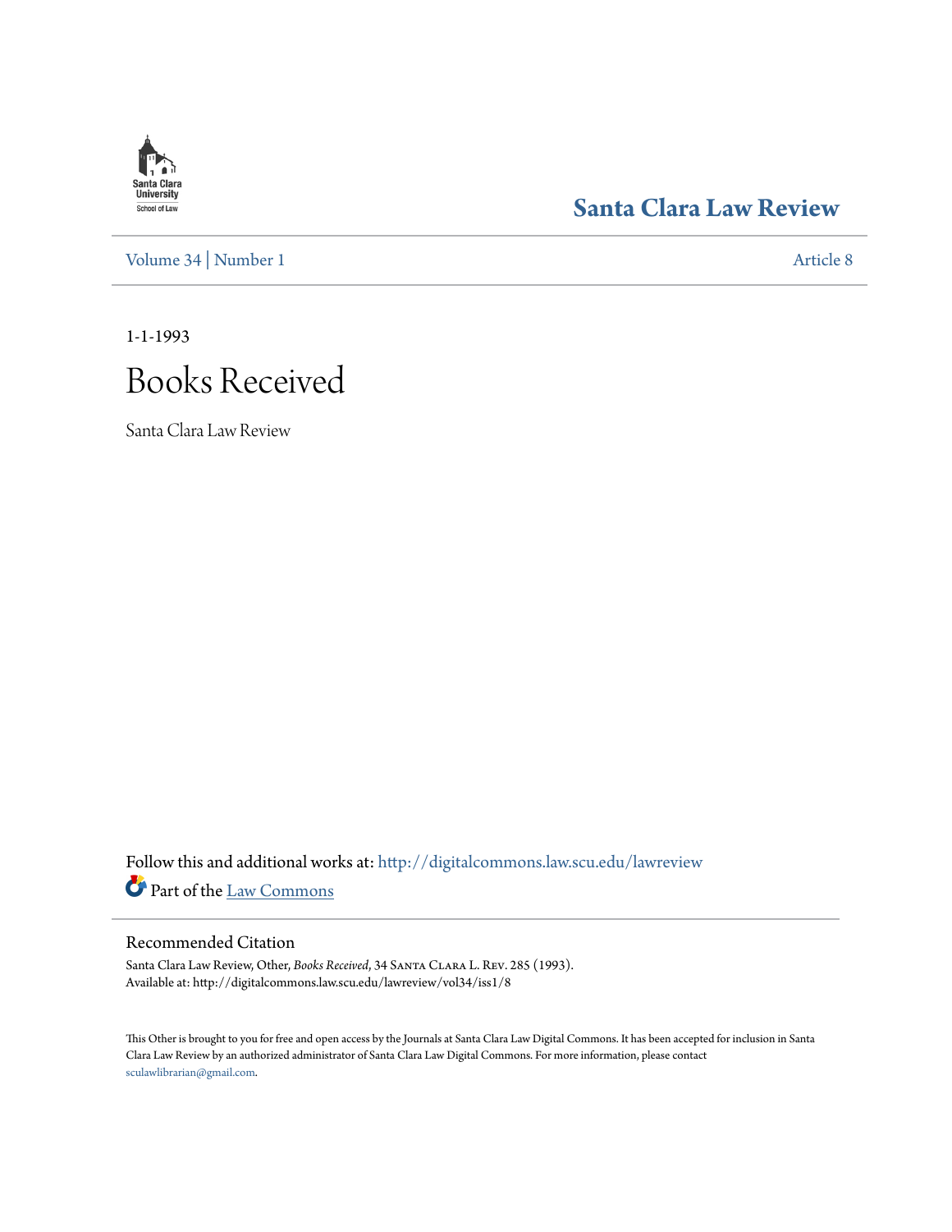Santa Clara University School of Law

# Santa Clara Law Review

Volume 34 | Number 1 Article 8

1-1-1993

# Books Received

Santa Clara Law Review

Follow this and additional works at: http://digitalcommons.law.scu.edu/lawreview

Part of the Law Commons

## Recommended Citation

Santa Clara Law Review, Other, *Books Received*, 34 Santa Clara L. Rev. 285 (1993).
Available at: http://digitalcommons.law.scu.edu/lawreview/vol34/iss1/8

This Other is brought to you for free and open access by the Journals at Santa Clara Law Digital Commons. It has been accepted for inclusion in Santa Clara Law Review by an authorized administrator of Santa Clara Law Digital Commons. For more information, please contact sculawlibrarian@gmail.com.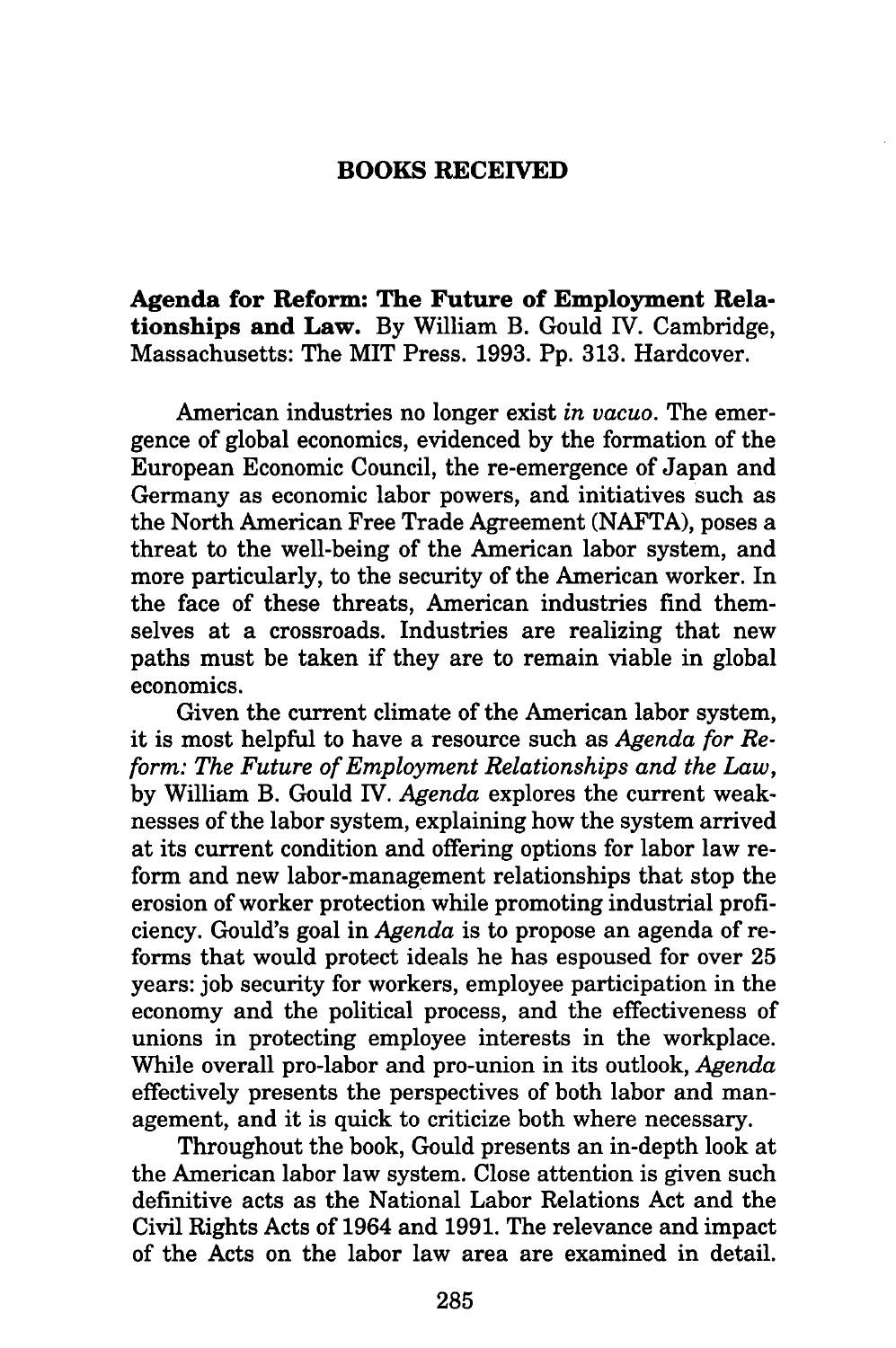## BOOKS RECEIVED

**Agenda for Reform: The Future of Employment Relationships and Law.** By William B. Gould IV. Cambridge, Massachusetts: The MIT Press. 1993. Pp. 313. Hardcover.

American industries no longer exist *in vacuo*. The emergence of global economics, evidenced by the formation of the European Economic Council, the re-emergence of Japan and Germany as economic labor powers, and initiatives such as the North American Free Trade Agreement (NAFTA), poses a threat to the well-being of the American labor system, and more particularly, to the security of the American worker. In the face of these threats, American industries find themselves at a crossroads. Industries are realizing that new paths must be taken if they are to remain viable in global economics.

Given the current climate of the American labor system, it is most helpful to have a resource such as *Agenda for Reform: The Future of Employment Relationships and the Law*, by William B. Gould IV. *Agenda* explores the current weaknesses of the labor system, explaining how the system arrived at its current condition and offering options for labor law reform and new labor-management relationships that stop the erosion of worker protection while promoting industrial proficiency. Gould's goal in *Agenda* is to propose an agenda of reforms that would protect ideals he has espoused for over 25 years: job security for workers, employee participation in the economy and the political process, and the effectiveness of unions in protecting employee interests in the workplace. While overall pro-labor and pro-union in its outlook, *Agenda* effectively presents the perspectives of both labor and management, and it is quick to criticize both where necessary.

Throughout the book, Gould presents an in-depth look at the American labor law system. Close attention is given such definitive acts as the National Labor Relations Act and the Civil Rights Acts of 1964 and 1991. The relevance and impact of the Acts on the labor law area are examined in detail.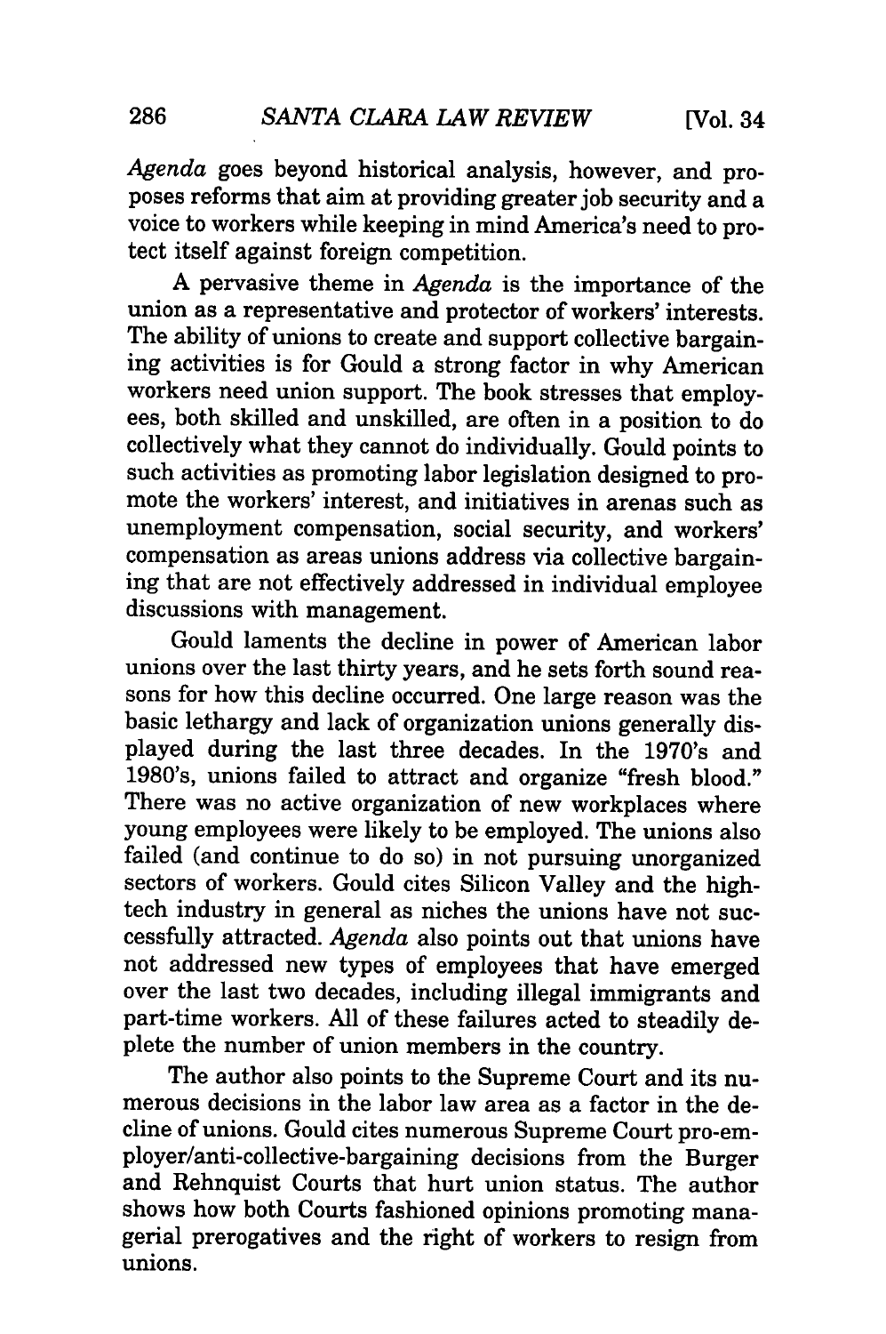*Agenda* goes beyond historical analysis, however, and proposes reforms that aim at providing greater job security and a voice to workers while keeping in mind America's need to protect itself against foreign competition.

A pervasive theme in *Agenda* is the importance of the union as a representative and protector of workers' interests. The ability of unions to create and support collective bargaining activities is for Gould a strong factor in why American workers need union support. The book stresses that employees, both skilled and unskilled, are often in a position to do collectively what they cannot do individually. Gould points to such activities as promoting labor legislation designed to promote the workers' interest, and initiatives in arenas such as unemployment compensation, social security, and workers' compensation as areas unions address via collective bargaining that are not effectively addressed in individual employee discussions with management.

Gould laments the decline in power of American labor unions over the last thirty years, and he sets forth sound reasons for how this decline occurred. One large reason was the basic lethargy and lack of organization unions generally displayed during the last three decades. In the 1970's and 1980's, unions failed to attract and organize "fresh blood." There was no active organization of new workplaces where young employees were likely to be employed. The unions also failed (and continue to do so) in not pursuing unorganized sectors of workers. Gould cites Silicon Valley and the high-tech industry in general as niches the unions have not successfully attracted. *Agenda* also points out that unions have not addressed new types of employees that have emerged over the last two decades, including illegal immigrants and part-time workers. All of these failures acted to steadily deplete the number of union members in the country.

The author also points to the Supreme Court and its numerous decisions in the labor law area as a factor in the decline of unions. Gould cites numerous Supreme Court pro-employer/anti-collective-bargaining decisions from the Burger and Rehnquist Courts that hurt union status. The author shows how both Courts fashioned opinions promoting managerial prerogatives and the right of workers to resign from unions.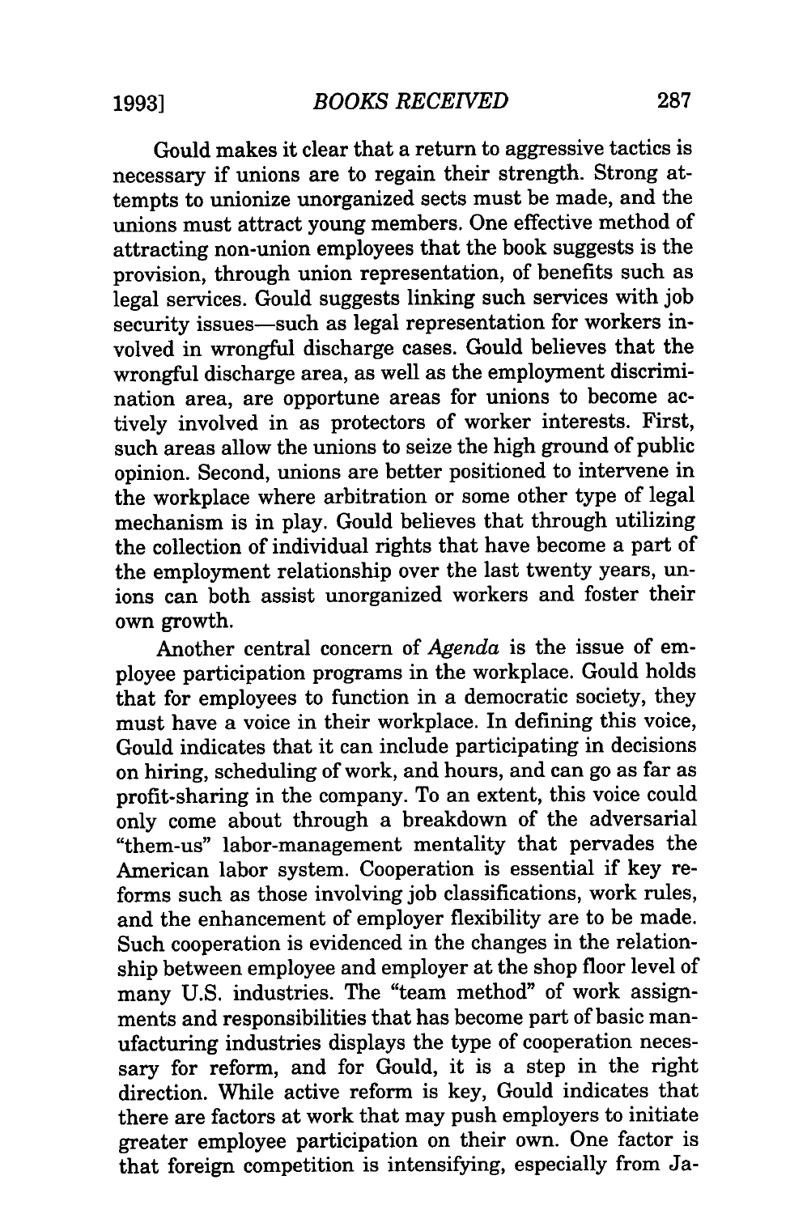Gould makes it clear that a return to aggressive tactics is necessary if unions are to regain their strength. Strong attempts to unionize unorganized sects must be made, and the unions must attract young members. One effective method of attracting non-union employees that the book suggests is the provision, through union representation, of benefits such as legal services. Gould suggests linking such services with job security issues—such as legal representation for workers involved in wrongful discharge cases. Gould believes that the wrongful discharge area, as well as the employment discrimination area, are opportune areas for unions to become actively involved in as protectors of worker interests. First, such areas allow the unions to seize the high ground of public opinion. Second, unions are better positioned to intervene in the workplace where arbitration or some other type of legal mechanism is in play. Gould believes that through utilizing the collection of individual rights that have become a part of the employment relationship over the last twenty years, unions can both assist unorganized workers and foster their own growth.

Another central concern of *Agenda* is the issue of employee participation programs in the workplace. Gould holds that for employees to function in a democratic society, they must have a voice in their workplace. In defining this voice, Gould indicates that it can include participating in decisions on hiring, scheduling of work, and hours, and can go as far as profit-sharing in the company. To an extent, this voice could only come about through a breakdown of the adversarial "them-us" labor-management mentality that pervades the American labor system. Cooperation is essential if key reforms such as those involving job classifications, work rules, and the enhancement of employer flexibility are to be made. Such cooperation is evidenced in the changes in the relationship between employee and employer at the shop floor level of many U.S. industries. The "team method" of work assignments and responsibilities that has become part of basic manufacturing industries displays the type of cooperation necessary for reform, and for Gould, it is a step in the right direction. While active reform is key, Gould indicates that there are factors at work that may push employers to initiate greater employee participation on their own. One factor is that foreign competition is intensifying, especially from Ja-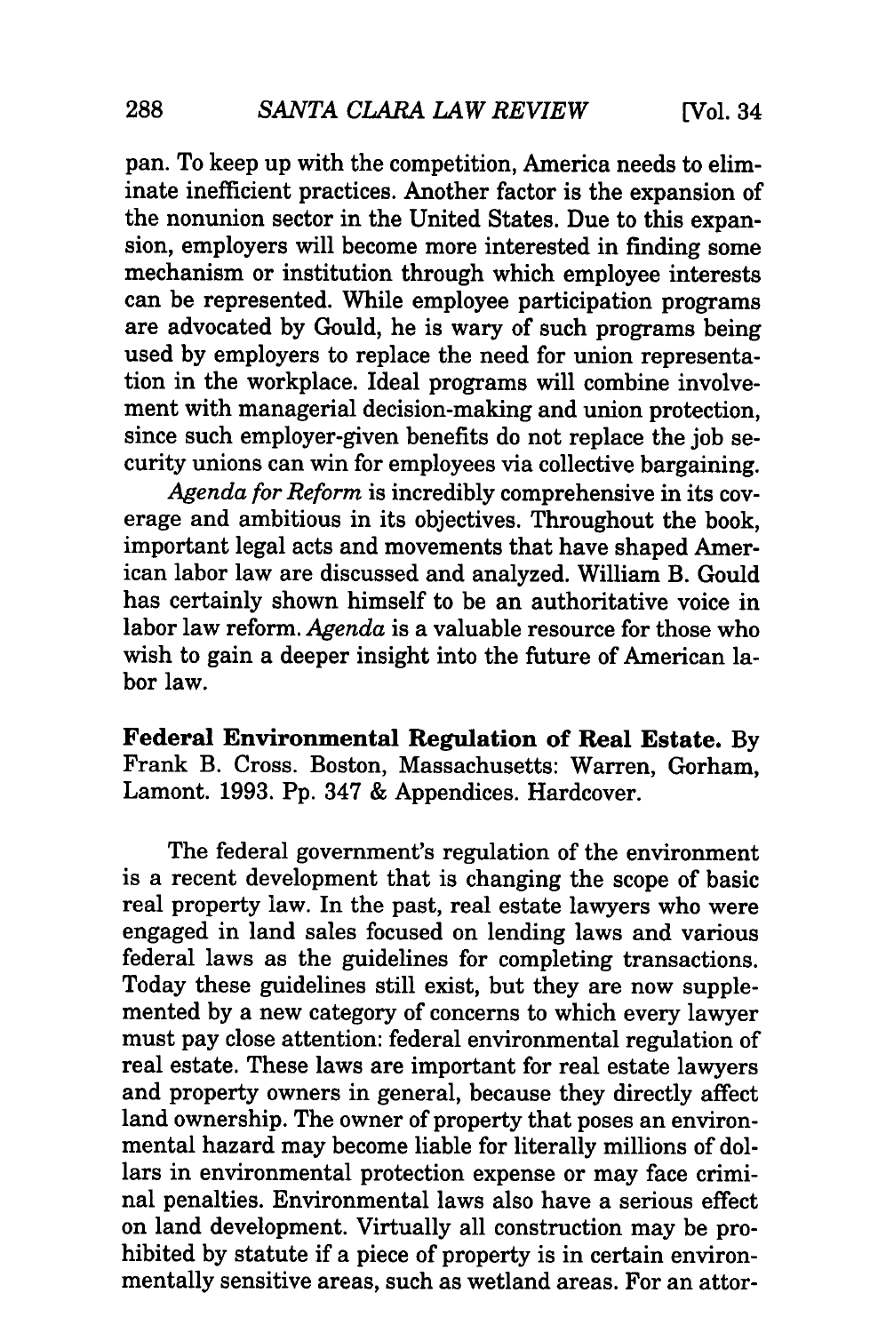pan. To keep up with the competition, America needs to eliminate inefficient practices. Another factor is the expansion of the nonunion sector in the United States. Due to this expansion, employers will become more interested in finding some mechanism or institution through which employee interests can be represented. While employee participation programs are advocated by Gould, he is wary of such programs being used by employers to replace the need for union representation in the workplace. Ideal programs will combine involvement with managerial decision-making and union protection, since such employer-given benefits do not replace the job security unions can win for employees via collective bargaining.

*Agenda for Reform* is incredibly comprehensive in its coverage and ambitious in its objectives. Throughout the book, important legal acts and movements that have shaped American labor law are discussed and analyzed. William B. Gould has certainly shown himself to be an authoritative voice in labor law reform. *Agenda* is a valuable resource for those who wish to gain a deeper insight into the future of American labor law.

**Federal Environmental Regulation of Real Estate.** By Frank B. Cross. Boston, Massachusetts: Warren, Gorham, Lamont. 1993. Pp. 347 & Appendices. Hardcover.

The federal government's regulation of the environment is a recent development that is changing the scope of basic real property law. In the past, real estate lawyers who were engaged in land sales focused on lending laws and various federal laws as the guidelines for completing transactions. Today these guidelines still exist, but they are now supplemented by a new category of concerns to which every lawyer must pay close attention: federal environmental regulation of real estate. These laws are important for real estate lawyers and property owners in general, because they directly affect land ownership. The owner of property that poses an environmental hazard may become liable for literally millions of dollars in environmental protection expense or may face criminal penalties. Environmental laws also have a serious effect on land development. Virtually all construction may be prohibited by statute if a piece of property is in certain environmentally sensitive areas, such as wetland areas. For an attor-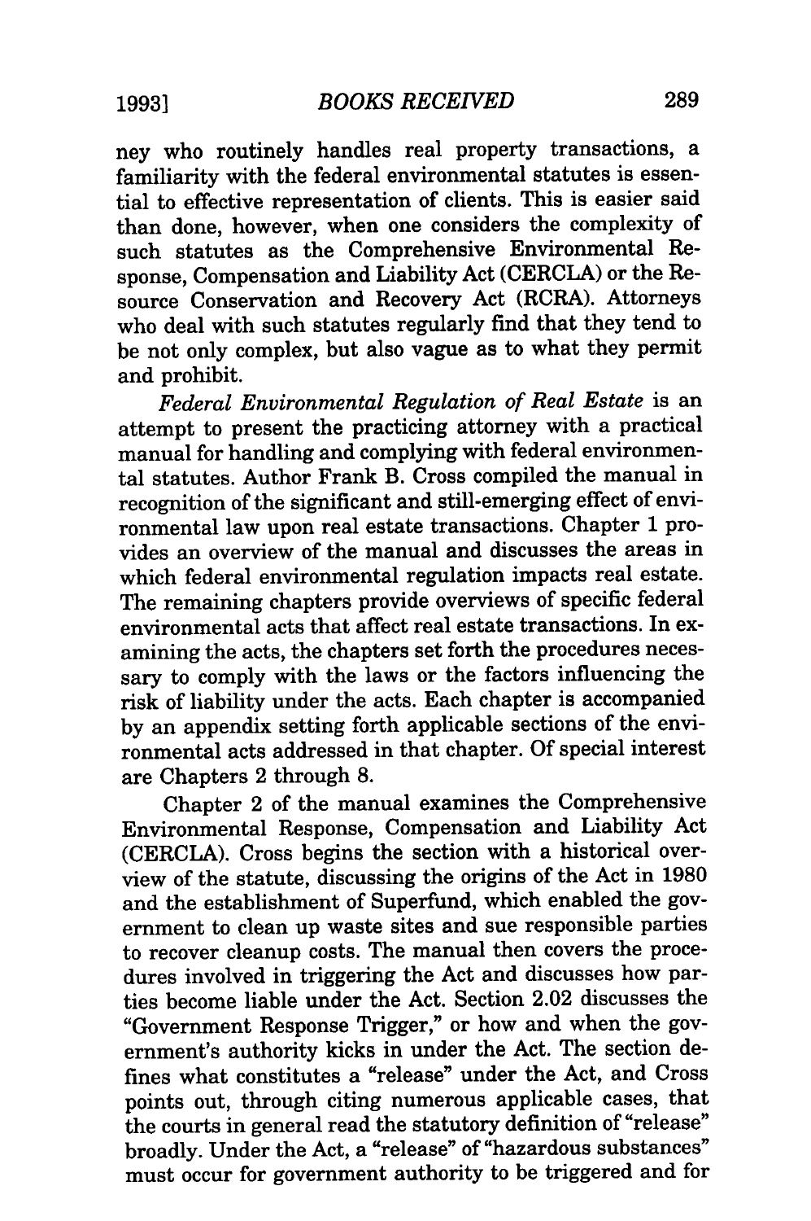ney who routinely handles real property transactions, a familiarity with the federal environmental statutes is essential to effective representation of clients. This is easier said than done, however, when one considers the complexity of such statutes as the Comprehensive Environmental Response, Compensation and Liability Act (CERCLA) or the Resource Conservation and Recovery Act (RCRA). Attorneys who deal with such statutes regularly find that they tend to be not only complex, but also vague as to what they permit and prohibit.

*Federal Environmental Regulation of Real Estate* is an attempt to present the practicing attorney with a practical manual for handling and complying with federal environmental statutes. Author Frank B. Cross compiled the manual in recognition of the significant and still-emerging effect of environmental law upon real estate transactions. Chapter 1 provides an overview of the manual and discusses the areas in which federal environmental regulation impacts real estate. The remaining chapters provide overviews of specific federal environmental acts that affect real estate transactions. In examining the acts, the chapters set forth the procedures necessary to comply with the laws or the factors influencing the risk of liability under the acts. Each chapter is accompanied by an appendix setting forth applicable sections of the environmental acts addressed in that chapter. Of special interest are Chapters 2 through 8.

Chapter 2 of the manual examines the Comprehensive Environmental Response, Compensation and Liability Act (CERCLA). Cross begins the section with a historical overview of the statute, discussing the origins of the Act in 1980 and the establishment of Superfund, which enabled the government to clean up waste sites and sue responsible parties to recover cleanup costs. The manual then covers the procedures involved in triggering the Act and discusses how parties become liable under the Act. Section 2.02 discusses the "Government Response Trigger," or how and when the government's authority kicks in under the Act. The section defines what constitutes a "release" under the Act, and Cross points out, through citing numerous applicable cases, that the courts in general read the statutory definition of "release" broadly. Under the Act, a "release" of "hazardous substances" must occur for government authority to be triggered and for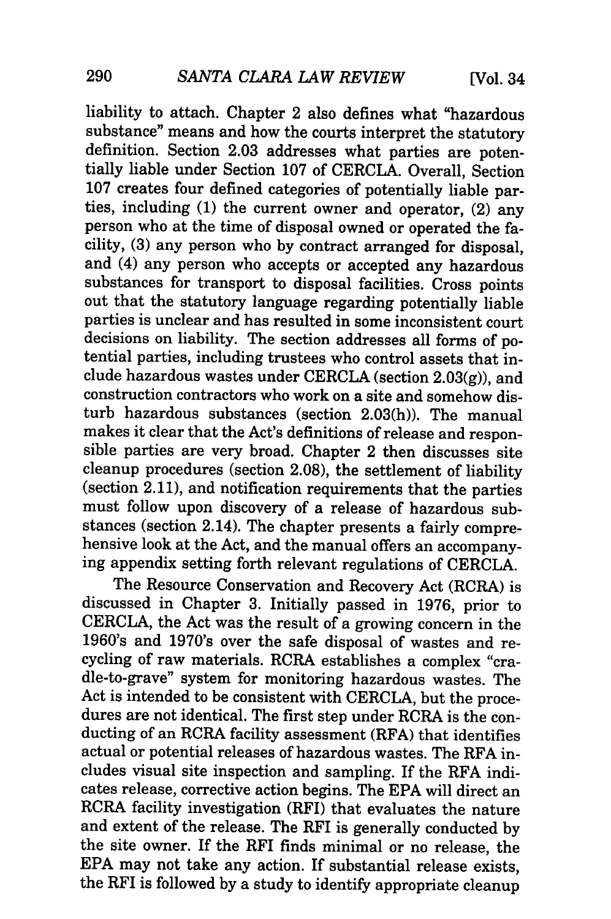liability to attach. Chapter 2 also defines what "hazardous substance" means and how the courts interpret the statutory definition. Section 2.03 addresses what parties are potentially liable under Section 107 of CERCLA. Overall, Section 107 creates four defined categories of potentially liable parties, including (1) the current owner and operator, (2) any person who at the time of disposal owned or operated the facility, (3) any person who by contract arranged for disposal, and (4) any person who accepts or accepted any hazardous substances for transport to disposal facilities. Cross points out that the statutory language regarding potentially liable parties is unclear and has resulted in some inconsistent court decisions on liability. The section addresses all forms of potential parties, including trustees who control assets that include hazardous wastes under CERCLA (section 2.03(g)), and construction contractors who work on a site and somehow disturb hazardous substances (section 2.03(h)). The manual makes it clear that the Act's definitions of release and responsible parties are very broad. Chapter 2 then discusses site cleanup procedures (section 2.08), the settlement of liability (section 2.11), and notification requirements that the parties must follow upon discovery of a release of hazardous substances (section 2.14). The chapter presents a fairly comprehensive look at the Act, and the manual offers an accompanying appendix setting forth relevant regulations of CERCLA.

The Resource Conservation and Recovery Act (RCRA) is discussed in Chapter 3. Initially passed in 1976, prior to CERCLA, the Act was the result of a growing concern in the 1960's and 1970's over the safe disposal of wastes and recycling of raw materials. RCRA establishes a complex "cradle-to-grave" system for monitoring hazardous wastes. The Act is intended to be consistent with CERCLA, but the procedures are not identical. The first step under RCRA is the conducting of an RCRA facility assessment (RFA) that identifies actual or potential releases of hazardous wastes. The RFA includes visual site inspection and sampling. If the RFA indicates release, corrective action begins. The EPA will direct an RCRA facility investigation (RFI) that evaluates the nature and extent of the release. The RFI is generally conducted by the site owner. If the RFI finds minimal or no release, the EPA may not take any action. If substantial release exists, the RFI is followed by a study to identify appropriate cleanup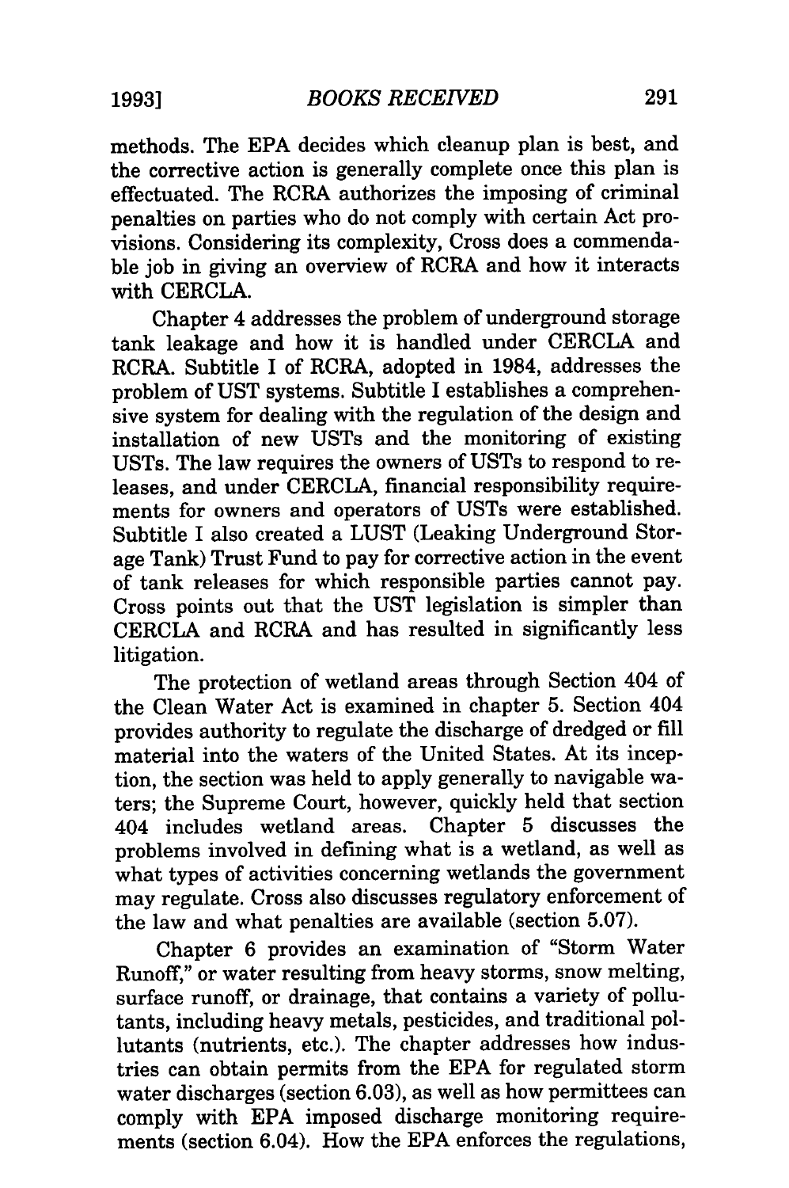methods. The EPA decides which cleanup plan is best, and the corrective action is generally complete once this plan is effectuated. The RCRA authorizes the imposing of criminal penalties on parties who do not comply with certain Act provisions. Considering its complexity, Cross does a commendable job in giving an overview of RCRA and how it interacts with CERCLA.

Chapter 4 addresses the problem of underground storage tank leakage and how it is handled under CERCLA and RCRA. Subtitle I of RCRA, adopted in 1984, addresses the problem of UST systems. Subtitle I establishes a comprehensive system for dealing with the regulation of the design and installation of new USTs and the monitoring of existing USTs. The law requires the owners of USTs to respond to releases, and under CERCLA, financial responsibility requirements for owners and operators of USTs were established. Subtitle I also created a LUST (Leaking Underground Storage Tank) Trust Fund to pay for corrective action in the event of tank releases for which responsible parties cannot pay. Cross points out that the UST legislation is simpler than CERCLA and RCRA and has resulted in significantly less litigation.

The protection of wetland areas through Section 404 of the Clean Water Act is examined in chapter 5. Section 404 provides authority to regulate the discharge of dredged or fill material into the waters of the United States. At its inception, the section was held to apply generally to navigable waters; the Supreme Court, however, quickly held that section 404 includes wetland areas. Chapter 5 discusses the problems involved in defining what is a wetland, as well as what types of activities concerning wetlands the government may regulate. Cross also discusses regulatory enforcement of the law and what penalties are available (section 5.07).

Chapter 6 provides an examination of "Storm Water Runoff," or water resulting from heavy storms, snow melting, surface runoff, or drainage, that contains a variety of pollutants, including heavy metals, pesticides, and traditional pollutants (nutrients, etc.). The chapter addresses how industries can obtain permits from the EPA for regulated storm water discharges (section 6.03), as well as how permittees can comply with EPA imposed discharge monitoring requirements (section 6.04). How the EPA enforces the regulations,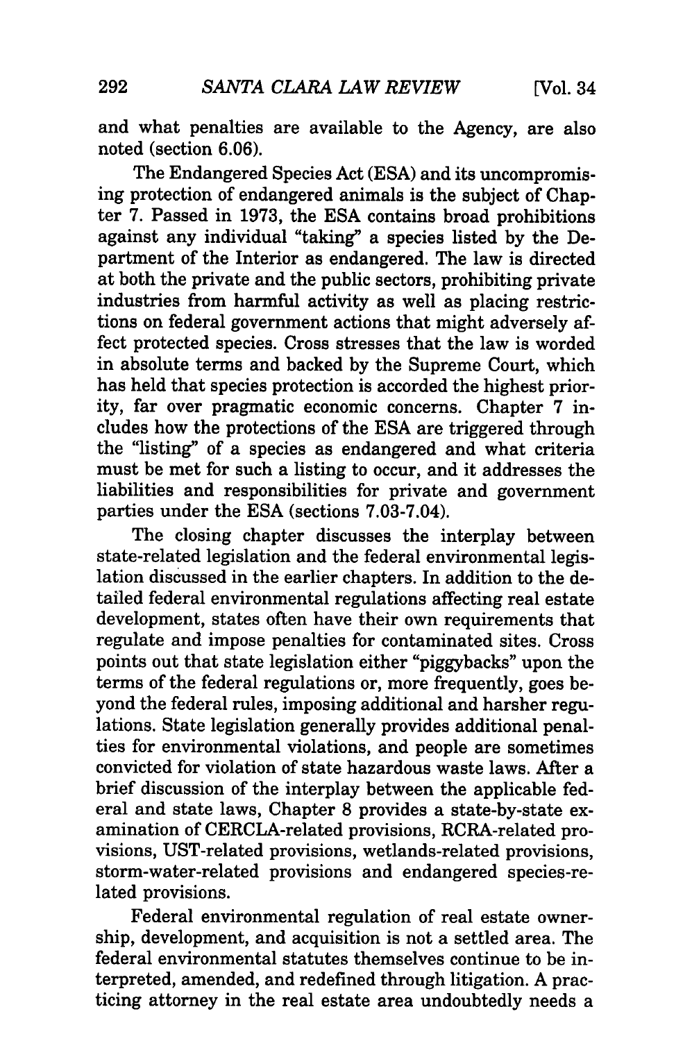and what penalties are available to the Agency, are also noted (section 6.06).

The Endangered Species Act (ESA) and its uncompromising protection of endangered animals is the subject of Chapter 7. Passed in 1973, the ESA contains broad prohibitions against any individual "taking" a species listed by the Department of the Interior as endangered. The law is directed at both the private and the public sectors, prohibiting private industries from harmful activity as well as placing restrictions on federal government actions that might adversely affect protected species. Cross stresses that the law is worded in absolute terms and backed by the Supreme Court, which has held that species protection is accorded the highest priority, far over pragmatic economic concerns. Chapter 7 includes how the protections of the ESA are triggered through the "listing" of a species as endangered and what criteria must be met for such a listing to occur, and it addresses the liabilities and responsibilities for private and government parties under the ESA (sections 7.03-7.04).

The closing chapter discusses the interplay between state-related legislation and the federal environmental legislation discussed in the earlier chapters. In addition to the detailed federal environmental regulations affecting real estate development, states often have their own requirements that regulate and impose penalties for contaminated sites. Cross points out that state legislation either "piggybacks" upon the terms of the federal regulations or, more frequently, goes beyond the federal rules, imposing additional and harsher regulations. State legislation generally provides additional penalties for environmental violations, and people are sometimes convicted for violation of state hazardous waste laws. After a brief discussion of the interplay between the applicable federal and state laws, Chapter 8 provides a state-by-state examination of CERCLA-related provisions, RCRA-related provisions, UST-related provisions, wetlands-related provisions, storm-water-related provisions and endangered species-related provisions.

Federal environmental regulation of real estate ownership, development, and acquisition is not a settled area. The federal environmental statutes themselves continue to be interpreted, amended, and redefined through litigation. A practicing attorney in the real estate area undoubtedly needs a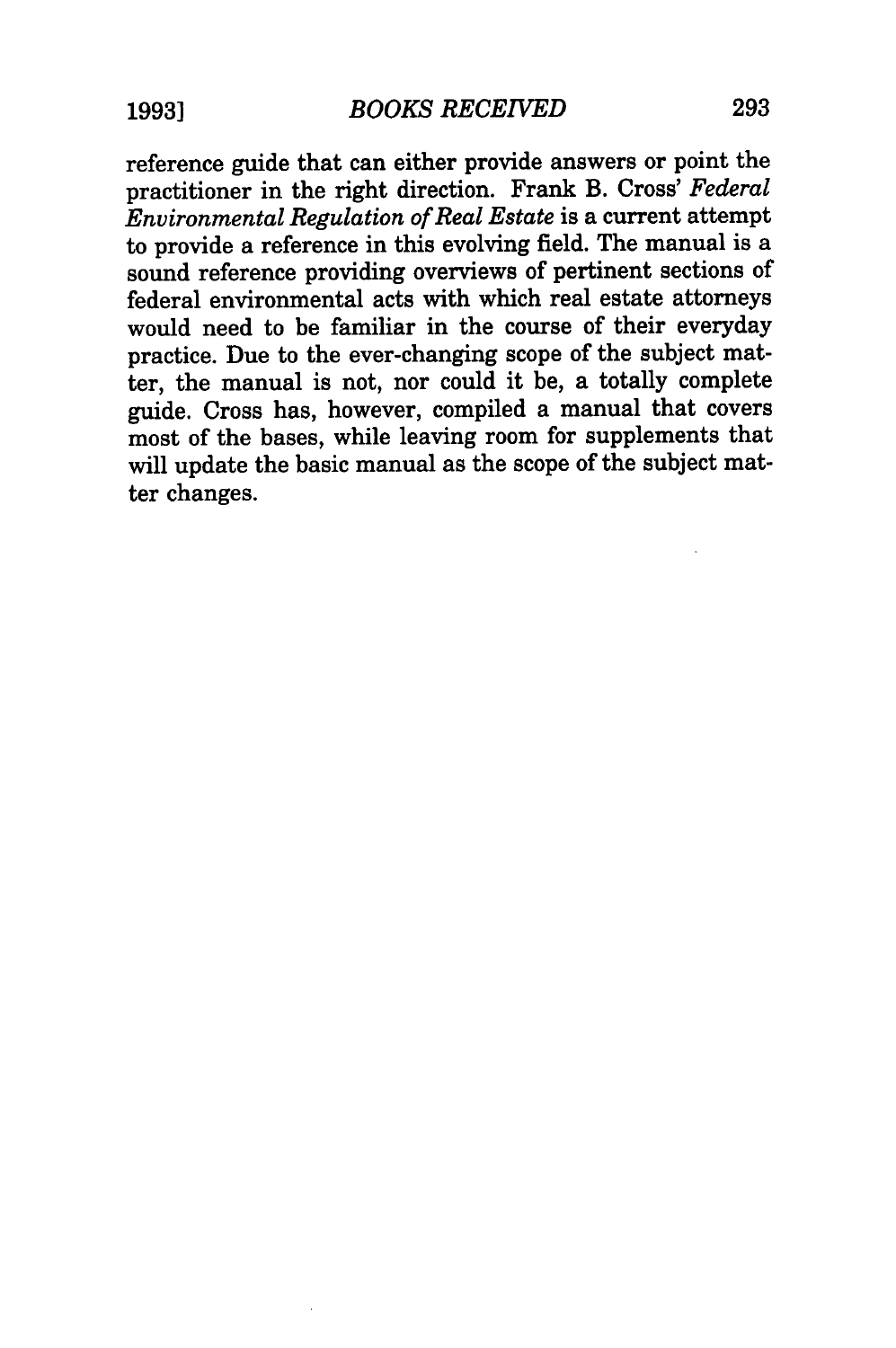reference guide that can either provide answers or point the practitioner in the right direction. Frank B. Cross' *Federal Environmental Regulation of Real Estate* is a current attempt to provide a reference in this evolving field. The manual is a sound reference providing overviews of pertinent sections of federal environmental acts with which real estate attorneys would need to be familiar in the course of their everyday practice. Due to the ever-changing scope of the subject matter, the manual is not, nor could it be, a totally complete guide. Cross has, however, compiled a manual that covers most of the bases, while leaving room for supplements that will update the basic manual as the scope of the subject matter changes.